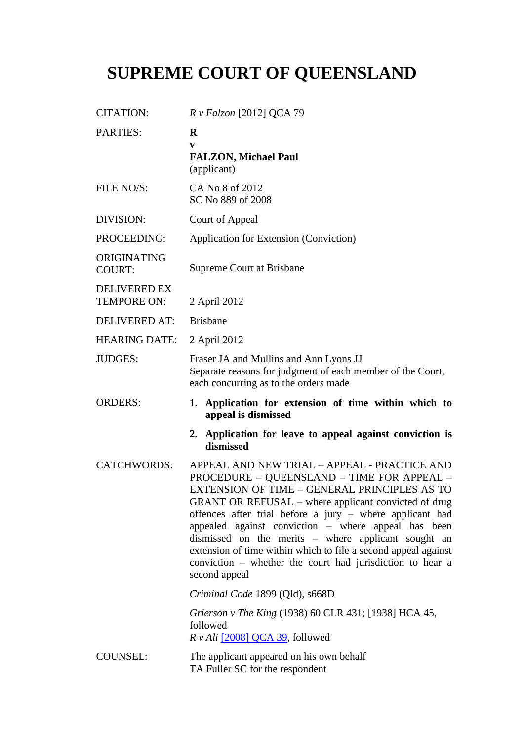# SUPREME COURT OF QUEENSLAND

| | |
|---|---|
| CITATION: | *R v Falzon* [2012] QCA 79 |
| PARTIES: | **R**<br>**v**<br>**FALZON, Michael Paul**<br>(applicant) |
| FILE NO/S: | CA No 8 of 2012<br>SC No 889 of 2008 |
| DIVISION: | Court of Appeal |
| PROCEEDING: | Application for Extension (Conviction) |
| ORIGINATING COURT: | Supreme Court at Brisbane |
| DELIVERED EX TEMPORE ON: | 2 April 2012 |
| DELIVERED AT: | Brisbane |
| HEARING DATE: | 2 April 2012 |
| JUDGES: | Fraser JA and Mullins and Ann Lyons JJ<br>Separate reasons for judgment of each member of the Court, each concurring as to the orders made |
| ORDERS: | **1. Application for extension of time within which to appeal is dismissed**<br>**2. Application for leave to appeal against conviction is dismissed** |
| CATCHWORDS: | APPEAL AND NEW TRIAL – APPEAL - PRACTICE AND PROCEDURE – QUEENSLAND – TIME FOR APPEAL – EXTENSION OF TIME – GENERAL PRINCIPLES AS TO GRANT OR REFUSAL – where applicant convicted of drug offences after trial before a jury – where applicant had appealed against conviction – where appeal has been dismissed on the merits – where applicant sought an extension of time within which to file a second appeal against conviction – whether the court had jurisdiction to hear a second appeal<br><br>*Criminal Code* 1899 (Qld), s668D<br><br>*Grierson v The King* (1938) 60 CLR 431; [1938] HCA 45, followed<br>*R v Ali* [2008] QCA 39, followed |
| COUNSEL: | The applicant appeared on his own behalf<br>TA Fuller SC for the respondent |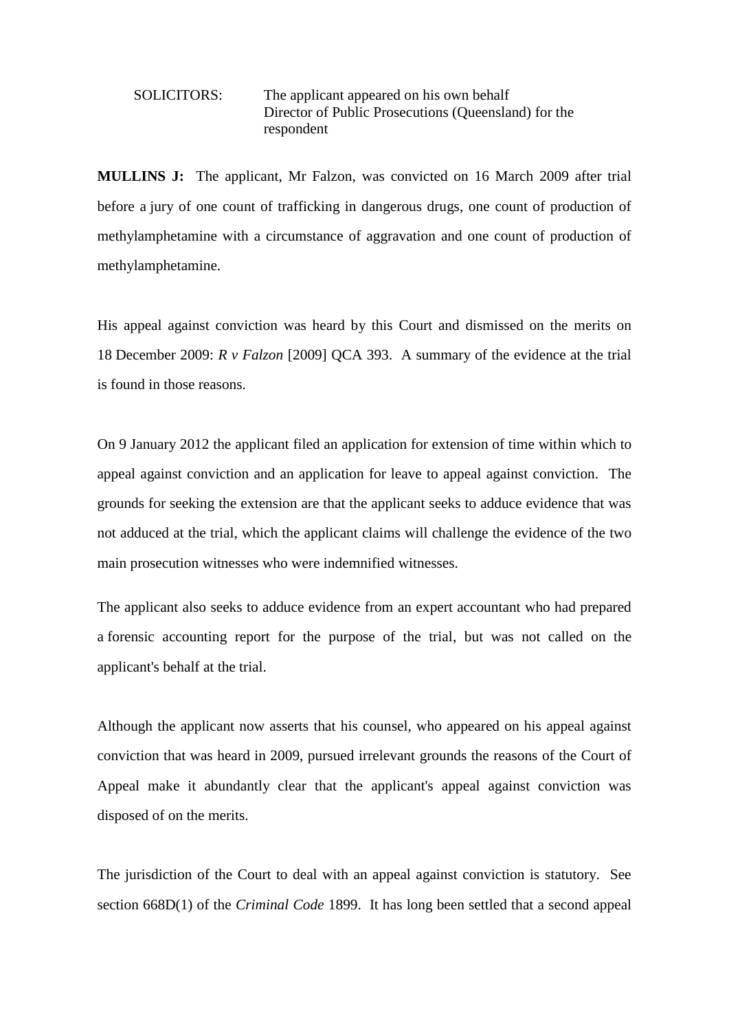SOLICITORS: The applicant appeared on his own behalf
Director of Public Prosecutions (Queensland) for the respondent

**MULLINS J:** The applicant, Mr Falzon, was convicted on 16 March 2009 after trial before a jury of one count of trafficking in dangerous drugs, one count of production of methylamphetamine with a circumstance of aggravation and one count of production of methylamphetamine.

His appeal against conviction was heard by this Court and dismissed on the merits on 18 December 2009: *R v Falzon* [2009] QCA 393. A summary of the evidence at the trial is found in those reasons.

On 9 January 2012 the applicant filed an application for extension of time within which to appeal against conviction and an application for leave to appeal against conviction. The grounds for seeking the extension are that the applicant seeks to adduce evidence that was not adduced at the trial, which the applicant claims will challenge the evidence of the two main prosecution witnesses who were indemnified witnesses.

The applicant also seeks to adduce evidence from an expert accountant who had prepared a forensic accounting report for the purpose of the trial, but was not called on the applicant's behalf at the trial.

Although the applicant now asserts that his counsel, who appeared on his appeal against conviction that was heard in 2009, pursued irrelevant grounds the reasons of the Court of Appeal make it abundantly clear that the applicant's appeal against conviction was disposed of on the merits.

The jurisdiction of the Court to deal with an appeal against conviction is statutory. See section 668D(1) of the *Criminal Code* 1899. It has long been settled that a second appeal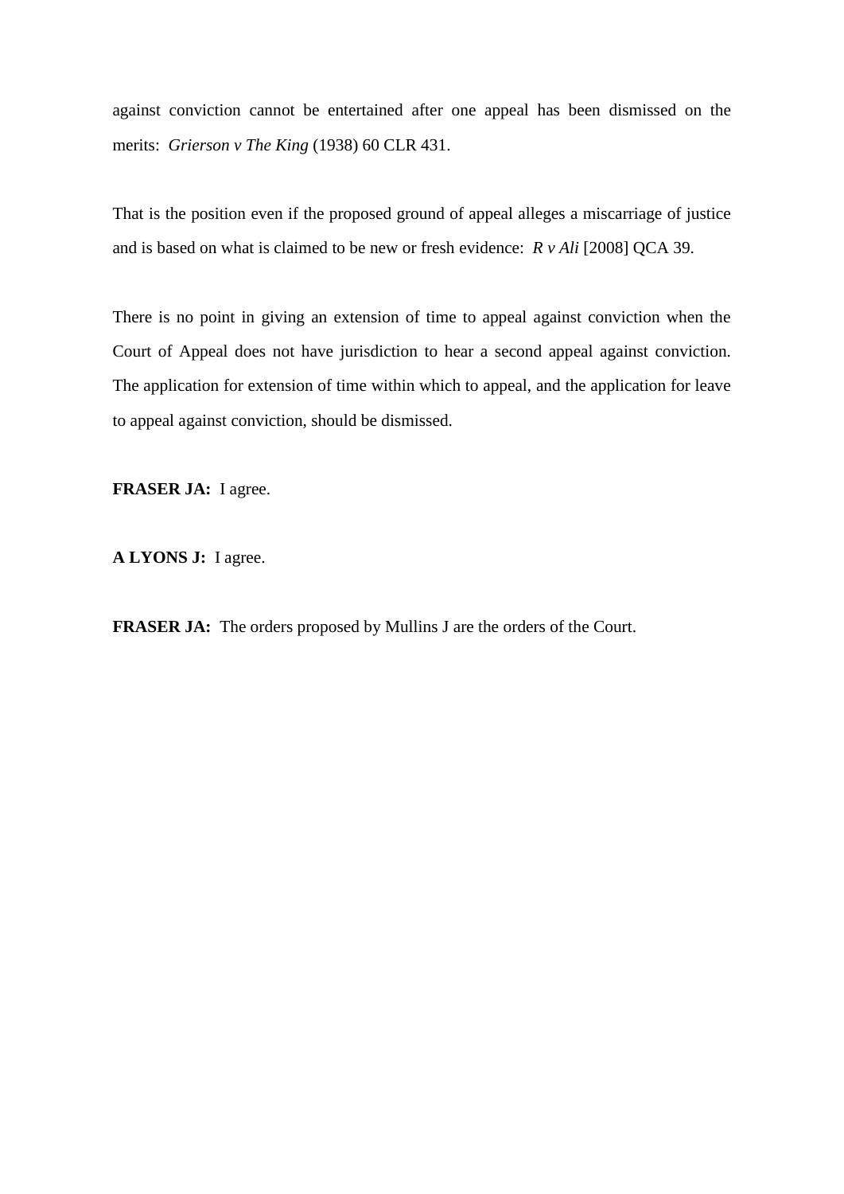against conviction cannot be entertained after one appeal has been dismissed on the merits: *Grierson v The King* (1938) 60 CLR 431.

That is the position even if the proposed ground of appeal alleges a miscarriage of justice and is based on what is claimed to be new or fresh evidence: *R v Ali* [2008] QCA 39.

There is no point in giving an extension of time to appeal against conviction when the Court of Appeal does not have jurisdiction to hear a second appeal against conviction. The application for extension of time within which to appeal, and the application for leave to appeal against conviction, should be dismissed.

**FRASER JA:** I agree.

**A LYONS J:** I agree.

**FRASER JA:** The orders proposed by Mullins J are the orders of the Court.